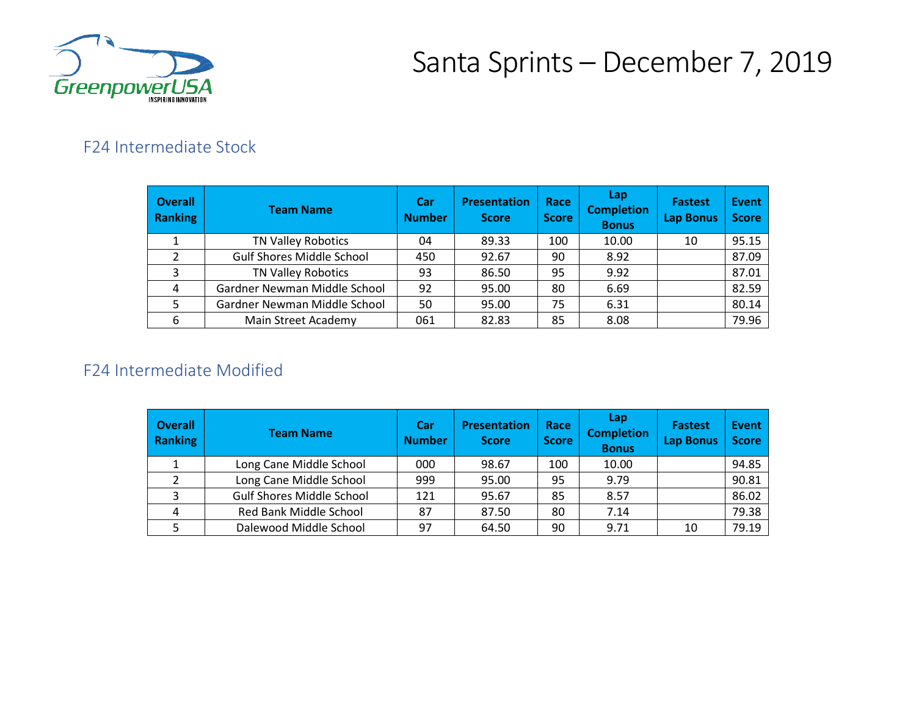# Santa Sprints – December 7, 2019

## F24 Intermediate Stock

| Overall Ranking | Team Name | Car Number | Presentation Score | Race Score | Lap Completion Bonus | Fastest Lap Bonus | Event Score |
|---|---|---|---|---|---|---|---|
| 1 | TN Valley Robotics | 04 | 89.33 | 100 | 10.00 | 10 | 95.15 |
| 2 | Gulf Shores Middle School | 450 | 92.67 | 90 | 8.92 | | 87.09 |
| 3 | TN Valley Robotics | 93 | 86.50 | 95 | 9.92 | | 87.01 |
| 4 | Gardner Newman Middle School | 92 | 95.00 | 80 | 6.69 | | 82.59 |
| 5 | Gardner Newman Middle School | 50 | 95.00 | 75 | 6.31 | | 80.14 |
| 6 | Main Street Academy | 061 | 82.83 | 85 | 8.08 | | 79.96 |

## F24 Intermediate Modified

| Overall Ranking | Team Name | Car Number | Presentation Score | Race Score | Lap Completion Bonus | Fastest Lap Bonus | Event Score |
|---|---|---|---|---|---|---|---|
| 1 | Long Cane Middle School | 000 | 98.67 | 100 | 10.00 | | 94.85 |
| 2 | Long Cane Middle School | 999 | 95.00 | 95 | 9.79 | | 90.81 |
| 3 | Gulf Shores Middle School | 121 | 95.67 | 85 | 8.57 | | 86.02 |
| 4 | Red Bank Middle School | 87 | 87.50 | 80 | 7.14 | | 79.38 |
| 5 | Dalewood Middle School | 97 | 64.50 | 90 | 9.71 | 10 | 79.19 |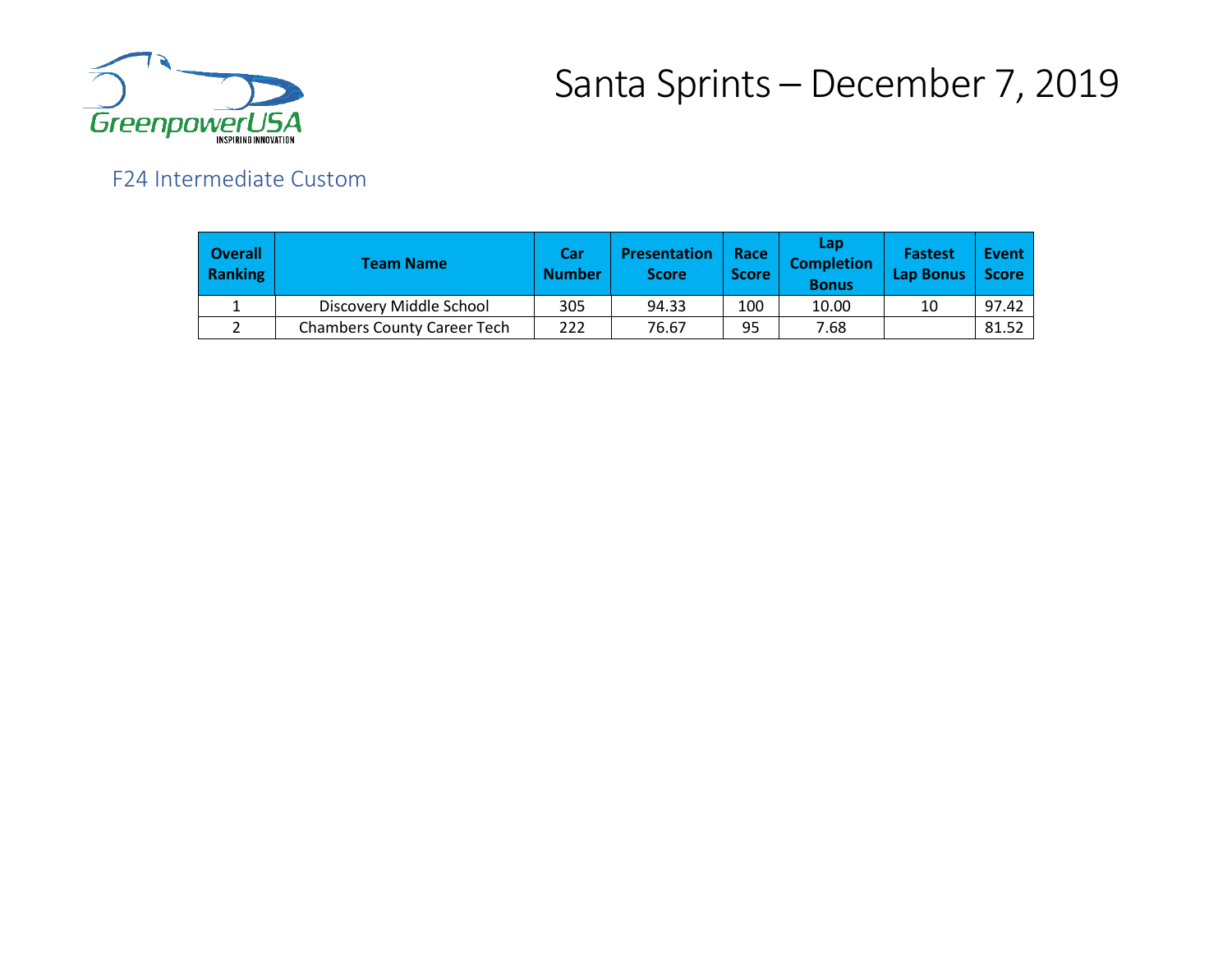# Santa Sprints – December 7, 2019

## F24 Intermediate Custom

| Overall Ranking | Team Name | Car Number | Presentation Score | Race Score | Lap Completion Bonus | Fastest Lap Bonus | Event Score |
|---|---|---|---|---|---|---|---|
| 1 | Discovery Middle School | 305 | 94.33 | 100 | 10.00 | 10 | 97.42 |
| 2 | Chambers County Career Tech | 222 | 76.67 | 95 | 7.68 | | 81.52 |